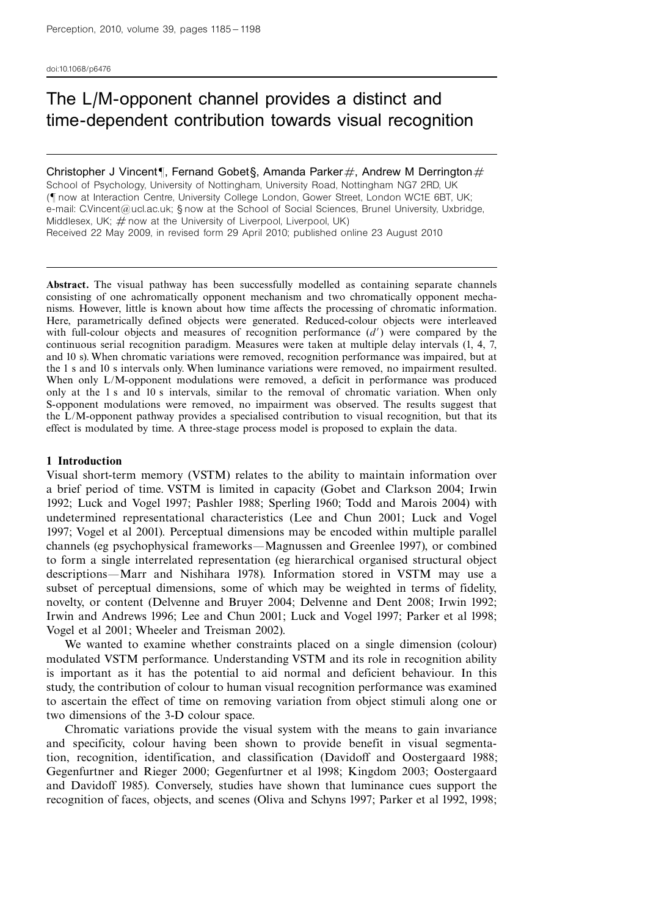Perception, 2010, volume 39, pages 1185 – 1198

doi:10.1068/p6476

# The L/M-opponent channel provides a distinct and time-dependent contribution towards visual recognition

Christopher J Vincent¶, Fernand Gobet§, Amanda Parker#, Andrew M Derrington#

School of Psychology, University of Nottingham, University Road, Nottingham NG7 2RD, UK (¶ now at Interaction Centre, University College London, Gower Street, London WC1E 6BT, UK; e-mail: C.Vincent@ucl.ac.uk; § now at the School of Social Sciences, Brunel University, Uxbridge, Middlesex, UK; # now at the University of Liverpool, Liverpool, UK)

Received 22 May 2009, in revised form 29 April 2010; published online 23 August 2010

**Abstract.** The visual pathway has been successfully modelled as containing separate channels consisting of one achromatically opponent mechanism and two chromatically opponent mechanisms. However, little is known about how time affects the processing of chromatic information. Here, parametrically defined objects were generated. Reduced-colour objects were interleaved with full-colour objects and measures of recognition performance ($d'$) were compared by the continuous serial recognition paradigm. Measures were taken at multiple delay intervals (1, 4, 7, and 10 s). When chromatic variations were removed, recognition performance was impaired, but at the 1 s and 10 s intervals only. When luminance variations were removed, no impairment resulted. When only L/M-opponent modulations were removed, a deficit in performance was produced only at the 1 s and 10 s intervals, similar to the removal of chromatic variation. When only S-opponent modulations were removed, no impairment was observed. The results suggest that the L/M-opponent pathway provides a specialised contribution to visual recognition, but that its effect is modulated by time. A three-stage process model is proposed to explain the data.

## 1 Introduction

Visual short-term memory (VSTM) relates to the ability to maintain information over a brief period of time. VSTM is limited in capacity (Gobet and Clarkson 2004; Irwin 1992; Luck and Vogel 1997; Pashler 1988; Sperling 1960; Todd and Marois 2004) with undetermined representational characteristics (Lee and Chun 2001; Luck and Vogel 1997; Vogel et al 2001). Perceptual dimensions may be encoded within multiple parallel channels (eg psychophysical frameworks — Magnussen and Greenlee 1997), or combined to form a single interrelated representation (eg hierarchical organised structural object descriptions — Marr and Nishihara 1978). Information stored in VSTM may use a subset of perceptual dimensions, some of which may be weighted in terms of fidelity, novelty, or content (Delvenne and Bruyer 2004; Delvenne and Dent 2008; Irwin 1992; Irwin and Andrews 1996; Lee and Chun 2001; Luck and Vogel 1997; Parker et al 1998; Vogel et al 2001; Wheeler and Treisman 2002).

We wanted to examine whether constraints placed on a single dimension (colour) modulated VSTM performance. Understanding VSTM and its role in recognition ability is important as it has the potential to aid normal and deficient behaviour. In this study, the contribution of colour to human visual recognition performance was examined to ascertain the effect of time on removing variation from object stimuli along one or two dimensions of the 3-D colour space.

Chromatic variations provide the visual system with the means to gain invariance and specificity, colour having been shown to provide benefit in visual segmentation, recognition, identification, and classification (Davidoff and Oostergaard 1988; Gegenfurtner and Rieger 2000; Gegenfurtner et al 1998; Kingdom 2003; Oostergaard and Davidoff 1985). Conversely, studies have shown that luminance cues support the recognition of faces, objects, and scenes (Oliva and Schyns 1997; Parker et al 1992, 1998;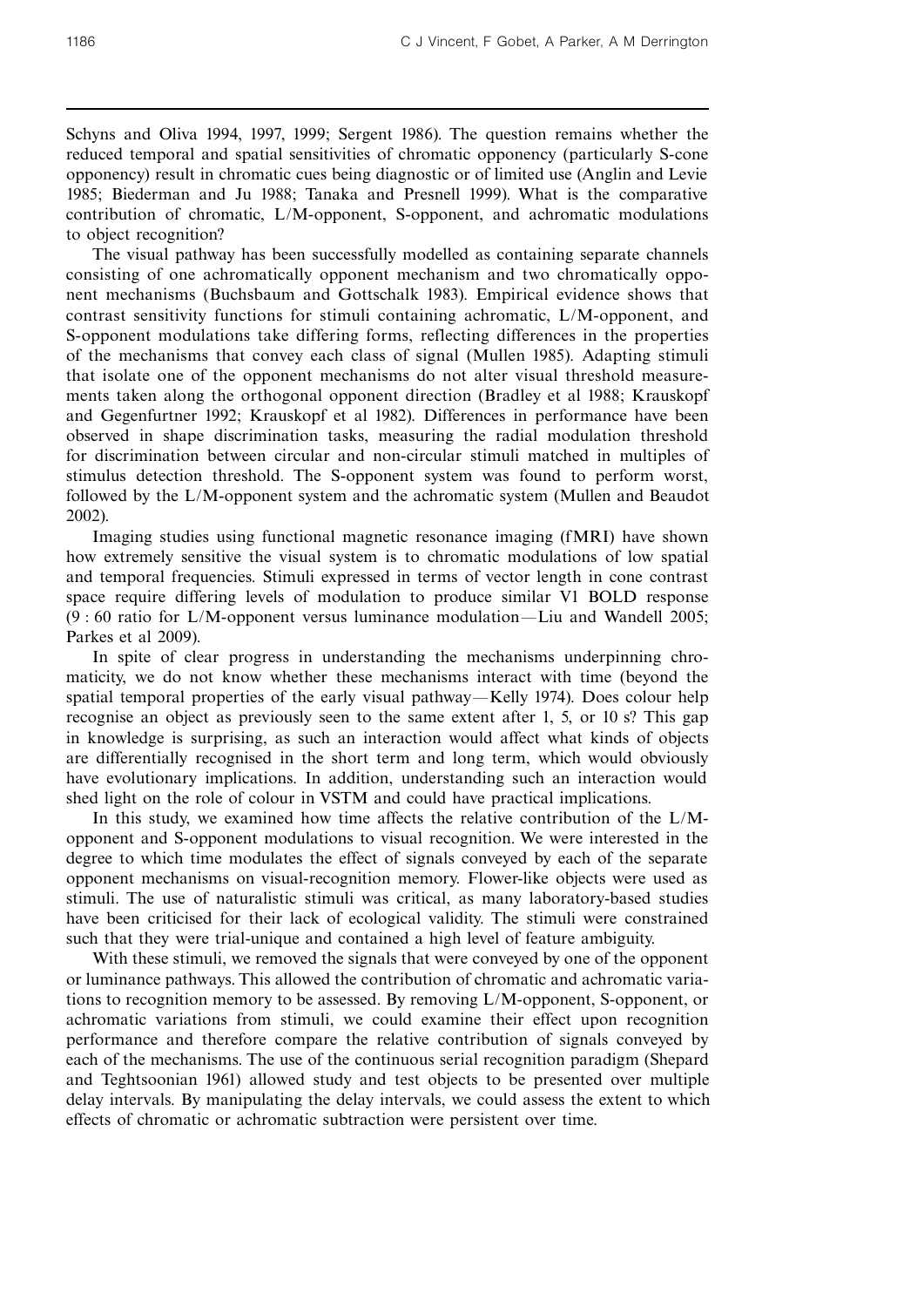Schyns and Oliva 1994, 1997, 1999; Sergent 1986). The question remains whether the reduced temporal and spatial sensitivities of chromatic opponency (particularly S-cone opponency) result in chromatic cues being diagnostic or of limited use (Anglin and Levie 1985; Biederman and Ju 1988; Tanaka and Presnell 1999). What is the comparative contribution of chromatic, L/M-opponent, S-opponent, and achromatic modulations to object recognition?

The visual pathway has been successfully modelled as containing separate channels consisting of one achromatically opponent mechanism and two chromatically opponent mechanisms (Buchsbaum and Gottschalk 1983). Empirical evidence shows that contrast sensitivity functions for stimuli containing achromatic, L/M-opponent, and S-opponent modulations take differing forms, reflecting differences in the properties of the mechanisms that convey each class of signal (Mullen 1985). Adapting stimuli that isolate one of the opponent mechanisms do not alter visual threshold measurements taken along the orthogonal opponent direction (Bradley et al 1988; Krauskopf and Gegenfurtner 1992; Krauskopf et al 1982). Differences in performance have been observed in shape discrimination tasks, measuring the radial modulation threshold for discrimination between circular and non-circular stimuli matched in multiples of stimulus detection threshold. The S-opponent system was found to perform worst, followed by the L/M-opponent system and the achromatic system (Mullen and Beaudot 2002).

Imaging studies using functional magnetic resonance imaging (fMRI) have shown how extremely sensitive the visual system is to chromatic modulations of low spatial and temporal frequencies. Stimuli expressed in terms of vector length in cone contrast space require differing levels of modulation to produce similar V1 BOLD response (9 : 60 ratio for L/M-opponent versus luminance modulation—Liu and Wandell 2005; Parkes et al 2009).

In spite of clear progress in understanding the mechanisms underpinning chromaticity, we do not know whether these mechanisms interact with time (beyond the spatial temporal properties of the early visual pathway—Kelly 1974). Does colour help recognise an object as previously seen to the same extent after 1, 5, or 10 s? This gap in knowledge is surprising, as such an interaction would affect what kinds of objects are differentially recognised in the short term and long term, which would obviously have evolutionary implications. In addition, understanding such an interaction would shed light on the role of colour in VSTM and could have practical implications.

In this study, we examined how time affects the relative contribution of the L/M-opponent and S-opponent modulations to visual recognition. We were interested in the degree to which time modulates the effect of signals conveyed by each of the separate opponent mechanisms on visual-recognition memory. Flower-like objects were used as stimuli. The use of naturalistic stimuli was critical, as many laboratory-based studies have been criticised for their lack of ecological validity. The stimuli were constrained such that they were trial-unique and contained a high level of feature ambiguity.

With these stimuli, we removed the signals that were conveyed by one of the opponent or luminance pathways. This allowed the contribution of chromatic and achromatic variations to recognition memory to be assessed. By removing L/M-opponent, S-opponent, or achromatic variations from stimuli, we could examine their effect upon recognition performance and therefore compare the relative contribution of signals conveyed by each of the mechanisms. The use of the continuous serial recognition paradigm (Shepard and Teghtsoonian 1961) allowed study and test objects to be presented over multiple delay intervals. By manipulating the delay intervals, we could assess the extent to which effects of chromatic or achromatic subtraction were persistent over time.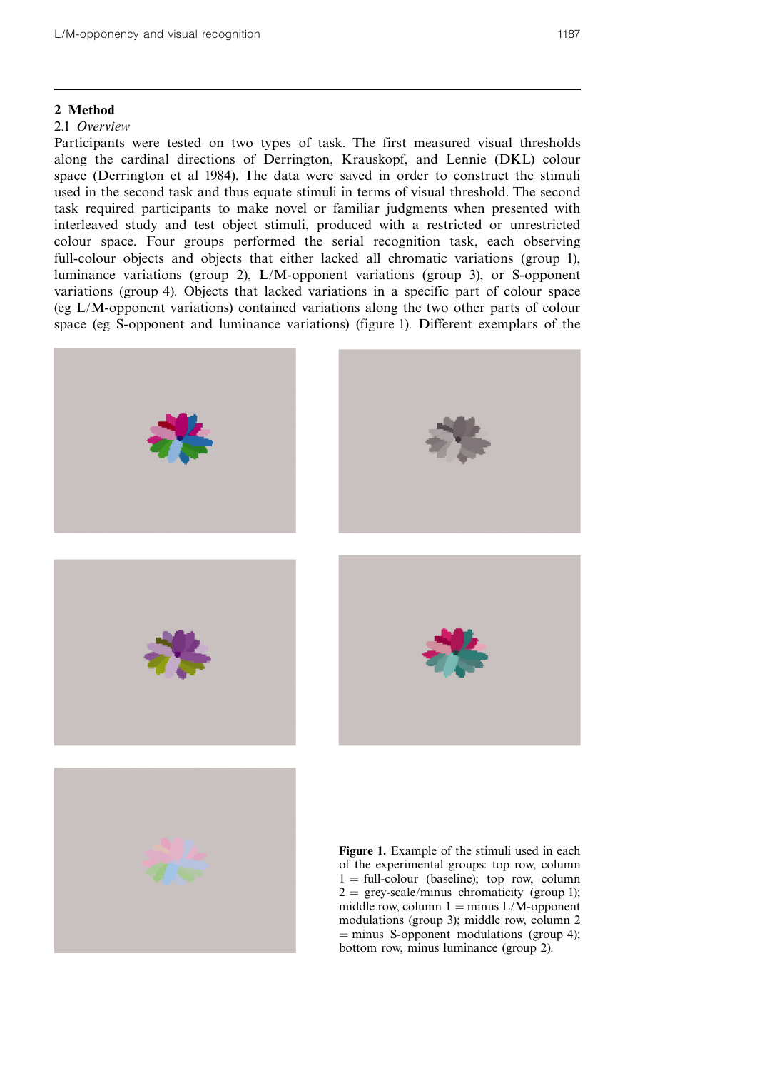## 2 Method

### 2.1 *Overview*

Participants were tested on two types of task. The first measured visual thresholds along the cardinal directions of Derrington, Krauskopf, and Lennie (DKL) colour space (Derrington et al 1984). The data were saved in order to construct the stimuli used in the second task and thus equate stimuli in terms of visual threshold. The second task required participants to make novel or familiar judgments when presented with interleaved study and test object stimuli, produced with a restricted or unrestricted colour space. Four groups performed the serial recognition task, each observing full-colour objects and objects that either lacked all chromatic variations (group 1), luminance variations (group 2), L/M-opponent variations (group 3), or S-opponent variations (group 4). Objects that lacked variations in a specific part of colour space (eg L/M-opponent variations) contained variations along the two other parts of colour space (eg S-opponent and luminance variations) (figure 1). Different exemplars of the

**Figure 1.** Example of the stimuli used in each of the experimental groups: top row, column 1 = full-colour (baseline); top row, column 2 = grey-scale/minus chromaticity (group 1); middle row, column 1 = minus L/M-opponent modulations (group 3); middle row, column 2 = minus S-opponent modulations (group 4); bottom row, minus luminance (group 2).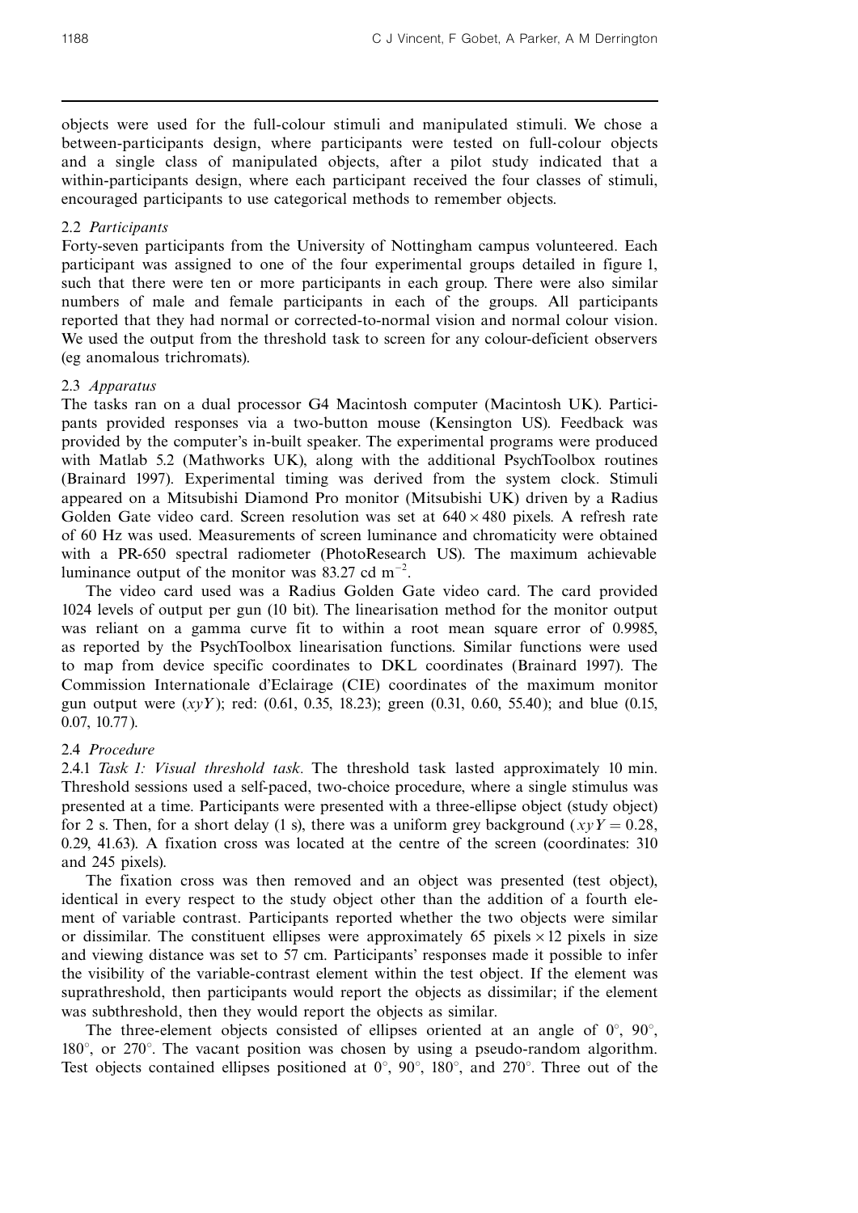objects were used for the full-colour stimuli and manipulated stimuli. We chose a between-participants design, where participants were tested on full-colour objects and a single class of manipulated objects, after a pilot study indicated that a within-participants design, where each participant received the four classes of stimuli, encouraged participants to use categorical methods to remember objects.

### 2.2 *Participants*

Forty-seven participants from the University of Nottingham campus volunteered. Each participant was assigned to one of the four experimental groups detailed in figure 1, such that there were ten or more participants in each group. There were also similar numbers of male and female participants in each of the groups. All participants reported that they had normal or corrected-to-normal vision and normal colour vision. We used the output from the threshold task to screen for any colour-deficient observers (eg anomalous trichromats).

### 2.3 *Apparatus*

The tasks ran on a dual processor G4 Macintosh computer (Macintosh UK). Participants provided responses via a two-button mouse (Kensington US). Feedback was provided by the computer's in-built speaker. The experimental programs were produced with Matlab 5.2 (Mathworks UK), along with the additional PsychToolbox routines (Brainard 1997). Experimental timing was derived from the system clock. Stimuli appeared on a Mitsubishi Diamond Pro monitor (Mitsubishi UK) driven by a Radius Golden Gate video card. Screen resolution was set at $640 \times 480$ pixels. A refresh rate of 60 Hz was used. Measurements of screen luminance and chromaticity were obtained with a PR-650 spectral radiometer (PhotoResearch US). The maximum achievable luminance output of the monitor was 83.27 cd $m^{-2}$.

The video card used was a Radius Golden Gate video card. The card provided 1024 levels of output per gun (10 bit). The linearisation method for the monitor output was reliant on a gamma curve fit to within a root mean square error of 0.9985, as reported by the PsychToolbox linearisation functions. Similar functions were used to map from device specific coordinates to DKL coordinates (Brainard 1997). The Commission Internationale d'Eclairage (CIE) coordinates of the maximum monitor gun output were ($xyY$); red: (0.61, 0.35, 18.23); green (0.31, 0.60, 55.40); and blue (0.15, 0.07, 10.77).

### 2.4 *Procedure*

2.4.1 *Task 1: Visual threshold task.* The threshold task lasted approximately 10 min. Threshold sessions used a self-paced, two-choice procedure, where a single stimulus was presented at a time. Participants were presented with a three-ellipse object (study object) for 2 s. Then, for a short delay (1 s), there was a uniform grey background ($xyY = 0.28$, 0.29, 41.63). A fixation cross was located at the centre of the screen (coordinates: 310 and 245 pixels).

The fixation cross was then removed and an object was presented (test object), identical in every respect to the study object other than the addition of a fourth element of variable contrast. Participants reported whether the two objects were similar or dissimilar. The constituent ellipses were approximately 65 pixels $\times$ 12 pixels in size and viewing distance was set to 57 cm. Participants' responses made it possible to infer the visibility of the variable-contrast element within the test object. If the element was suprathreshold, then participants would report the objects as dissimilar; if the element was subthreshold, then they would report the objects as similar.

The three-element objects consisted of ellipses oriented at an angle of 0°, 90°, 180°, or 270°. The vacant position was chosen by using a pseudo-random algorithm. Test objects contained ellipses positioned at 0°, 90°, 180°, and 270°. Three out of the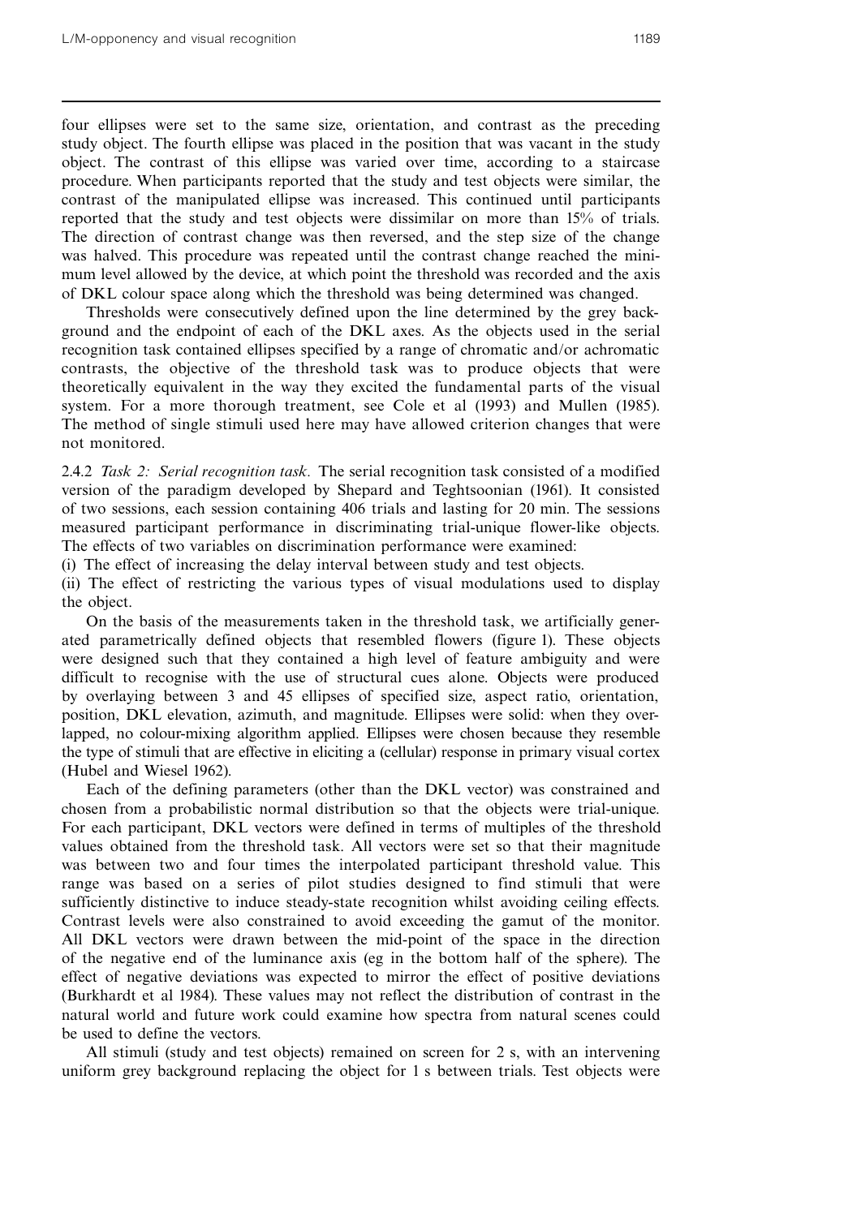four ellipses were set to the same size, orientation, and contrast as the preceding study object. The fourth ellipse was placed in the position that was vacant in the study object. The contrast of this ellipse was varied over time, according to a staircase procedure. When participants reported that the study and test objects were similar, the contrast of the manipulated ellipse was increased. This continued until participants reported that the study and test objects were dissimilar on more than 15% of trials. The direction of contrast change was then reversed, and the step size of the change was halved. This procedure was repeated until the contrast change reached the minimum level allowed by the device, at which point the threshold was recorded and the axis of DKL colour space along which the threshold was being determined was changed.

Thresholds were consecutively defined upon the line determined by the grey background and the endpoint of each of the DKL axes. As the objects used in the serial recognition task contained ellipses specified by a range of chromatic and/or achromatic contrasts, the objective of the threshold task was to produce objects that were theoretically equivalent in the way they excited the fundamental parts of the visual system. For a more thorough treatment, see Cole et al (1993) and Mullen (1985). The method of single stimuli used here may have allowed criterion changes that were not monitored.

2.4.2 *Task 2: Serial recognition task.* The serial recognition task consisted of a modified version of the paradigm developed by Shepard and Teghtsoonian (1961). It consisted of two sessions, each session containing 406 trials and lasting for 20 min. The sessions measured participant performance in discriminating trial-unique flower-like objects. The effects of two variables on discrimination performance were examined:

(i) The effect of increasing the delay interval between study and test objects.

(ii) The effect of restricting the various types of visual modulations used to display the object.

On the basis of the measurements taken in the threshold task, we artificially generated parametrically defined objects that resembled flowers (figure 1). These objects were designed such that they contained a high level of feature ambiguity and were difficult to recognise with the use of structural cues alone. Objects were produced by overlaying between 3 and 45 ellipses of specified size, aspect ratio, orientation, position, DKL elevation, azimuth, and magnitude. Ellipses were solid: when they overlapped, no colour-mixing algorithm applied. Ellipses were chosen because they resemble the type of stimuli that are effective in eliciting a (cellular) response in primary visual cortex (Hubel and Wiesel 1962).

Each of the defining parameters (other than the DKL vector) was constrained and chosen from a probabilistic normal distribution so that the objects were trial-unique. For each participant, DKL vectors were defined in terms of multiples of the threshold values obtained from the threshold task. All vectors were set so that their magnitude was between two and four times the interpolated participant threshold value. This range was based on a series of pilot studies designed to find stimuli that were sufficiently distinctive to induce steady-state recognition whilst avoiding ceiling effects. Contrast levels were also constrained to avoid exceeding the gamut of the monitor. All DKL vectors were drawn between the mid-point of the space in the direction of the negative end of the luminance axis (eg in the bottom half of the sphere). The effect of negative deviations was expected to mirror the effect of positive deviations (Burkhardt et al 1984). These values may not reflect the distribution of contrast in the natural world and future work could examine how spectra from natural scenes could be used to define the vectors.

All stimuli (study and test objects) remained on screen for 2 s, with an intervening uniform grey background replacing the object for 1 s between trials. Test objects were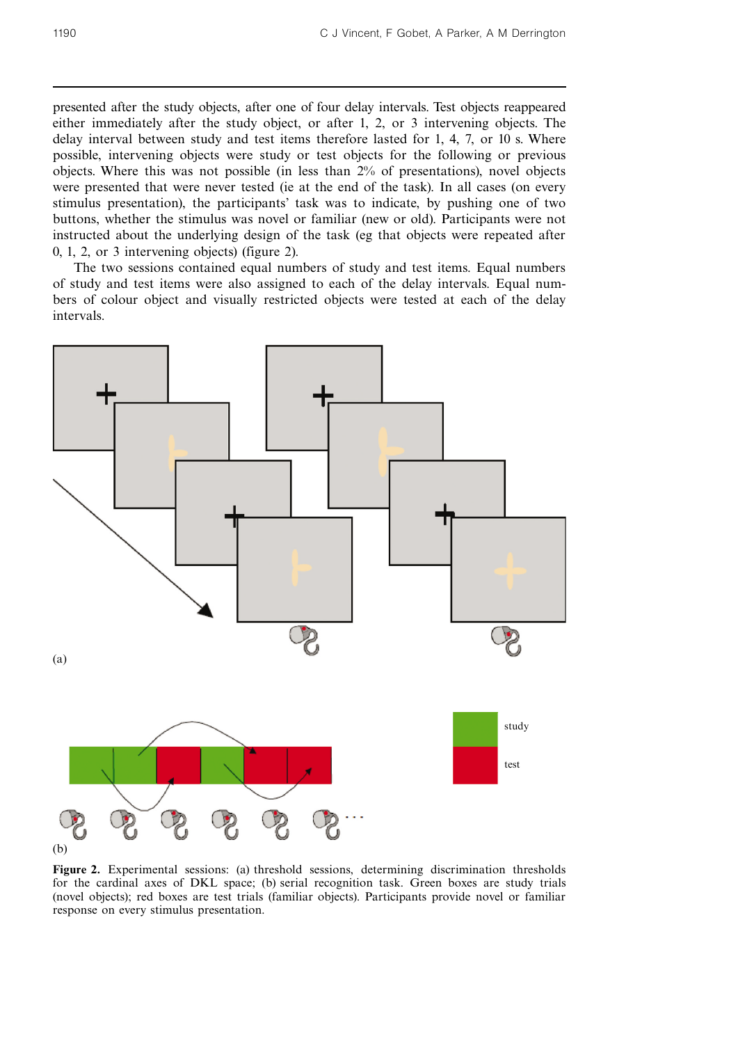presented after the study objects, after one of four delay intervals. Test objects reappeared either immediately after the study object, or after 1, 2, or 3 intervening objects. The delay interval between study and test items therefore lasted for 1, 4, 7, or 10 s. Where possible, intervening objects were study or test objects for the following or previous objects. Where this was not possible (in less than 2% of presentations), novel objects were presented that were never tested (ie at the end of the task). In all cases (on every stimulus presentation), the participants' task was to indicate, by pushing one of two buttons, whether the stimulus was novel or familiar (new or old). Participants were not instructed about the underlying design of the task (eg that objects were repeated after 0, 1, 2, or 3 intervening objects) (figure 2).

The two sessions contained equal numbers of study and test items. Equal numbers of study and test items were also assigned to each of the delay intervals. Equal numbers of colour object and visually restricted objects were tested at each of the delay intervals.

**Figure 2.** Experimental sessions: (a) threshold sessions, determining discrimination thresholds for the cardinal axes of DKL space; (b) serial recognition task. Green boxes are study trials (novel objects); red boxes are test trials (familiar objects). Participants provide novel or familiar response on every stimulus presentation.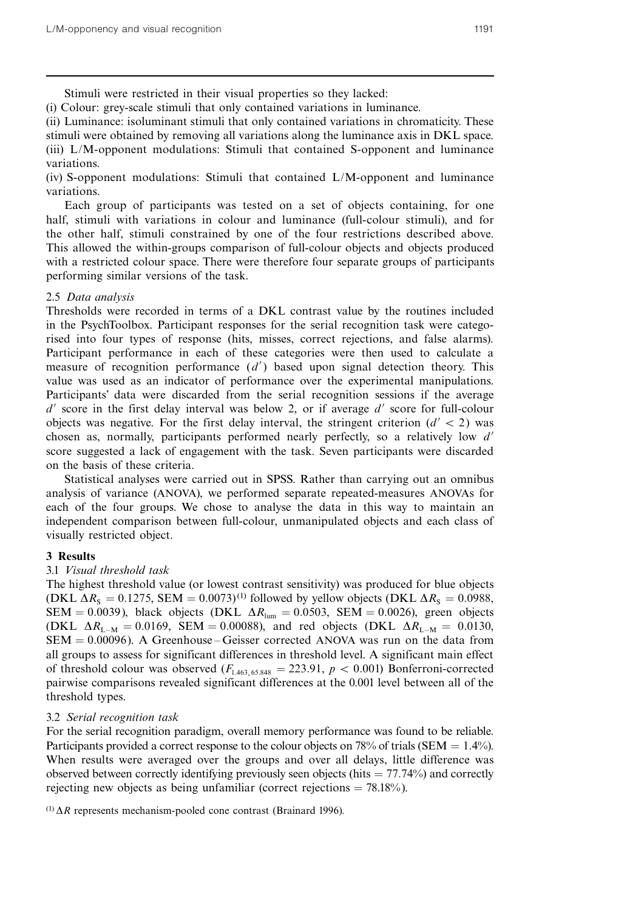Stimuli were restricted in their visual properties so they lacked:

(i) Colour: grey-scale stimuli that only contained variations in luminance.

(ii) Luminance: isoluminant stimuli that only contained variations in chromaticity. These stimuli were obtained by removing all variations along the luminance axis in DKL space.

(iii) L/M-opponent modulations: Stimuli that contained S-opponent and luminance variations.

(iv) S-opponent modulations: Stimuli that contained L/M-opponent and luminance variations.

Each group of participants was tested on a set of objects containing, for one half, stimuli with variations in colour and luminance (full-colour stimuli), and for the other half, stimuli constrained by one of the four restrictions described above. This allowed the within-groups comparison of full-colour objects and objects produced with a restricted colour space. There were therefore four separate groups of participants performing similar versions of the task.

### 2.5 *Data analysis*

Thresholds were recorded in terms of a DKL contrast value by the routines included in the PsychToolbox. Participant responses for the serial recognition task were categorised into four types of response (hits, misses, correct rejections, and false alarms). Participant performance in each of these categories were then used to calculate a measure of recognition performance ($d'$) based upon signal detection theory. This value was used as an indicator of performance over the experimental manipulations. Participants' data were discarded from the serial recognition sessions if the average $d'$ score in the first delay interval was below 2, or if average $d'$ score for full-colour objects was negative. For the first delay interval, the stringent criterion ($d' < 2$) was chosen as, normally, participants performed nearly perfectly, so a relatively low $d'$ score suggested a lack of engagement with the task. Seven participants were discarded on the basis of these criteria.

Statistical analyses were carried out in SPSS. Rather than carrying out an omnibus analysis of variance (ANOVA), we performed separate repeated-measures ANOVAs for each of the four groups. We chose to analyse the data in this way to maintain an independent comparison between full-colour, unmanipulated objects and each class of visually restricted object.

## 3 Results

### 3.1 *Visual threshold task*

The highest threshold value (or lowest contrast sensitivity) was produced for blue objects (DKL $\Delta R_{\mathrm{S}} = 0.1275$, SEM = 0.0073)[1] followed by yellow objects (DKL $\Delta R_{\mathrm{S}} = 0.0988$, SEM = 0.0039), black objects (DKL $\Delta R_{\mathrm{lum}} = 0.0503$, SEM = 0.0026), green objects (DKL $\Delta R_{\mathrm{L-M}} = 0.0169$, SEM = 0.00088), and red objects (DKL $\Delta R_{\mathrm{L-M}} = 0.0130$, SEM = 0.00096). A Greenhouse–Geisser corrected ANOVA was run on the data from all groups to assess for significant differences in threshold level. A significant main effect of threshold colour was observed ($F_{1.463, 65.848} = 223.91$, $p < 0.001$) Bonferroni-corrected pairwise comparisons revealed significant differences at the 0.001 level between all of the threshold types.

### 3.2 *Serial recognition task*

For the serial recognition paradigm, overall memory performance was found to be reliable. Participants provided a correct response to the colour objects on 78% of trials (SEM = 1.4%). When results were averaged over the groups and over all delays, little difference was observed between correctly identifying previously seen objects (hits = 77.74%) and correctly rejecting new objects as being unfamiliar (correct rejections = 78.18%).

[1] $\Delta R$ represents mechanism-pooled cone contrast (Brainard 1996).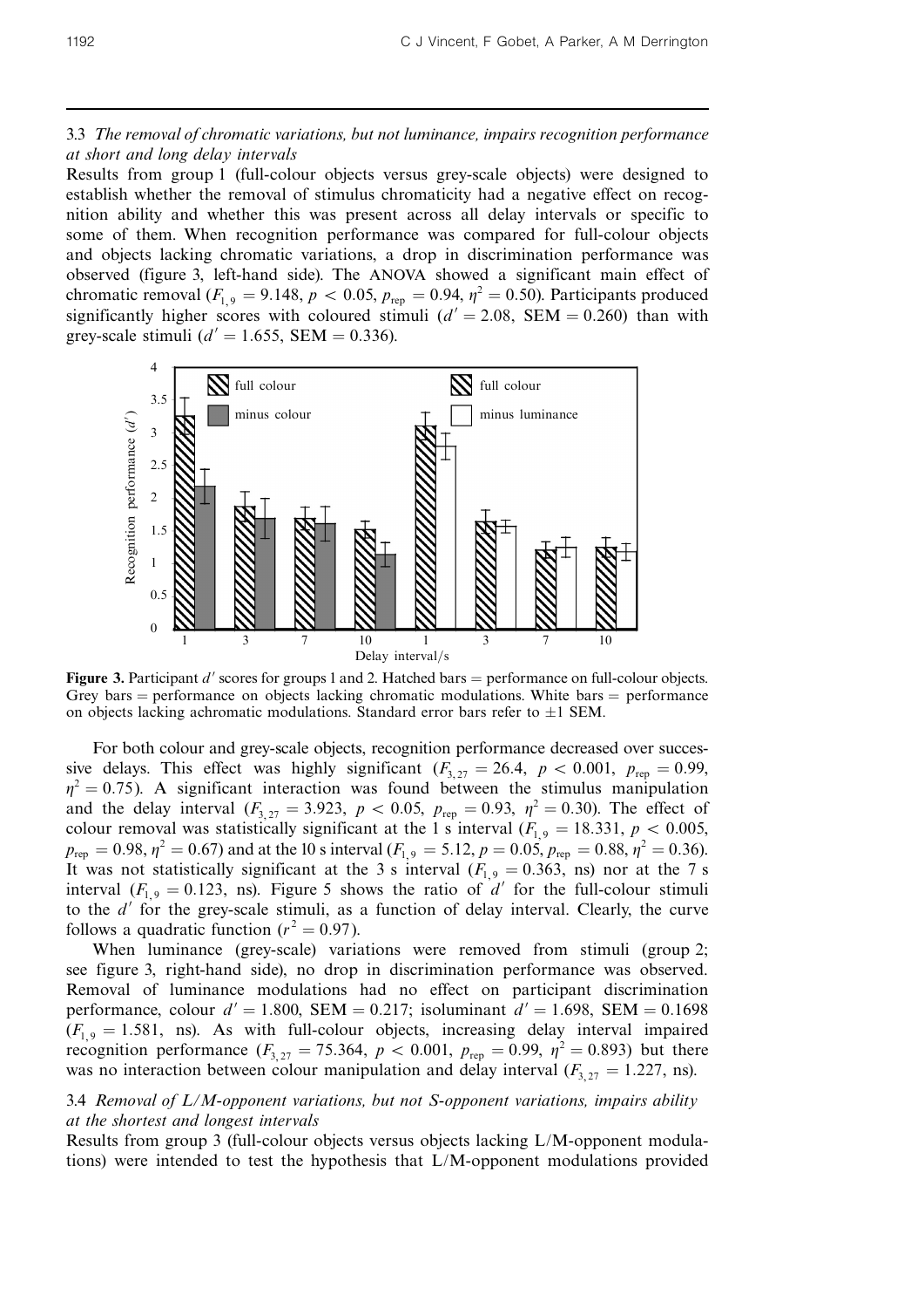### 3.3 *The removal of chromatic variations, but not luminance, impairs recognition performance at short and long delay intervals*

Results from group 1 (full-colour objects versus grey-scale objects) were designed to establish whether the removal of stimulus chromaticity had a negative effect on recognition ability and whether this was present across all delay intervals or specific to some of them. When recognition performance was compared for full-colour objects and objects lacking chromatic variations, a drop in discrimination performance was observed (figure 3, left-hand side). The ANOVA showed a significant main effect of chromatic removal ($F_{1,9} = 9.148$, $p < 0.05$, $p_{\text{rep}} = 0.94$, $\eta^2 = 0.50$). Participants produced significantly higher scores with coloured stimuli ($d' = 2.08$, $\text{SEM} = 0.260$) than with grey-scale stimuli ($d' = 1.655$, $\text{SEM} = 0.336$).

**Figure 3.** Participant $d'$ scores for groups 1 and 2. Hatched bars = performance on full-colour objects. Grey bars = performance on objects lacking chromatic modulations. White bars = performance on objects lacking achromatic modulations. Standard error bars refer to $\pm 1$ SEM.

For both colour and grey-scale objects, recognition performance decreased over successive delays. This effect was highly significant ($F_{3,27} = 26.4$, $p < 0.001$, $p_{\text{rep}} = 0.99$, $\eta^2 = 0.75$). A significant interaction was found between the stimulus manipulation and the delay interval ($F_{3,27} = 3.923$, $p < 0.05$, $p_{\text{rep}} = 0.93$, $\eta^2 = 0.30$). The effect of colour removal was statistically significant at the 1 s interval ($F_{1,9} = 18.331$, $p < 0.005$, $p_{\text{rep}} = 0.98$, $\eta^2 = 0.67$) and at the 10 s interval ($F_{1,9} = 5.12$, $p = 0.05$, $p_{\text{rep}} = 0.88$, $\eta^2 = 0.36$). It was not statistically significant at the 3 s interval ($F_{1,9} = 0.363$, ns) nor at the 7 s interval ($F_{1,9} = 0.123$, ns). Figure 5 shows the ratio of $d'$ for the full-colour stimuli to the $d'$ for the grey-scale stimuli, as a function of delay interval. Clearly, the curve follows a quadratic function ($r^2 = 0.97$).

When luminance (grey-scale) variations were removed from stimuli (group 2; see figure 3, right-hand side), no drop in discrimination performance was observed. Removal of luminance modulations had no effect on participant discrimination performance, colour $d' = 1.800$, $\text{SEM} = 0.217$; isoluminant $d' = 1.698$, $\text{SEM} = 0.1698$ ($F_{1,9} = 1.581$, ns). As with full-colour objects, increasing delay interval impaired recognition performance ($F_{3,27} = 75.364$, $p < 0.001$, $p_{\text{rep}} = 0.99$, $\eta^2 = 0.893$) but there was no interaction between colour manipulation and delay interval ($F_{3,27} = 1.227$, ns).

### 3.4 *Removal of L/M-opponent variations, but not S-opponent variations, impairs ability at the shortest and longest intervals*

Results from group 3 (full-colour objects versus objects lacking L/M-opponent modulations) were intended to test the hypothesis that L/M-opponent modulations provided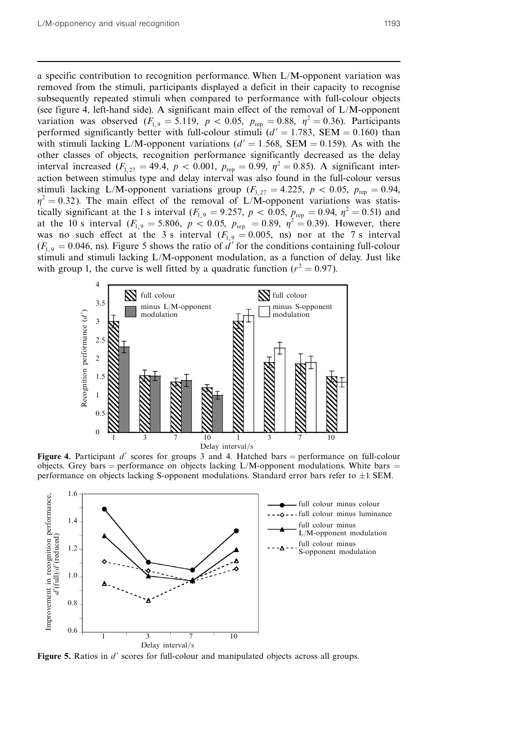a specific contribution to recognition performance. When L/M-opponent variation was removed from the stimuli, participants displayed a deficit in their capacity to recognise subsequently repeated stimuli when compared to performance with full-colour objects (see figure 4, left-hand side). A significant main effect of the removal of L/M-opponent variation was observed ($F_{1,9} = 5.119$, $p < 0.05$, $p_{\text{rep}} = 0.88$, $\eta^2 = 0.36$). Participants performed significantly better with full-colour stimuli ($d' = 1.783$, SEM $= 0.160$) than with stimuli lacking L/M-opponent variations ($d' = 1.568$, SEM $= 0.159$). As with the other classes of objects, recognition performance significantly decreased as the delay interval increased ($F_{3,27} = 49.4$, $p < 0.001$, $p_{\text{rep}} = 0.99$, $\eta^2 = 0.85$). A significant interaction between stimulus type and delay interval was also found in the full-colour versus stimuli lacking L/M-opponent variations group ($F_{3,27} = 4.225$, $p < 0.05$, $p_{\text{rep}} = 0.94$, $\eta^2 = 0.32$). The main effect of the removal of L/M-opponent variations was statistically significant at the 1 s interval ($F_{1,9} = 9.257$, $p < 0.05$, $p_{\text{rep}} = 0.94$, $\eta^2 = 0.51$) and at the 10 s interval ($F_{1,9} = 5.806$, $p < 0.05$, $p_{\text{rep}} = 0.89$, $\eta^2 = 0.39$). However, there was no such effect at the 3 s interval ($F_{1,9} = 0.005$, ns) nor at the 7 s interval ($F_{1,9} = 0.046$, ns). Figure 5 shows the ratio of $d'$ for the conditions containing full-colour stimuli and stimuli lacking L/M-opponent modulation, as a function of delay. Just like with group 1, the curve is well fitted by a quadratic function ($r^2 = 0.97$).

**Figure 4.** Participant $d'$ scores for groups 3 and 4. Hatched bars = performance on full-colour objects. Grey bars = performance on objects lacking L/M-opponent modulations. White bars = performance on objects lacking S-opponent modulations. Standard error bars refer to $\pm 1$ SEM.

**Figure 5.** Ratios in $d'$ scores for full-colour and manipulated objects across all groups.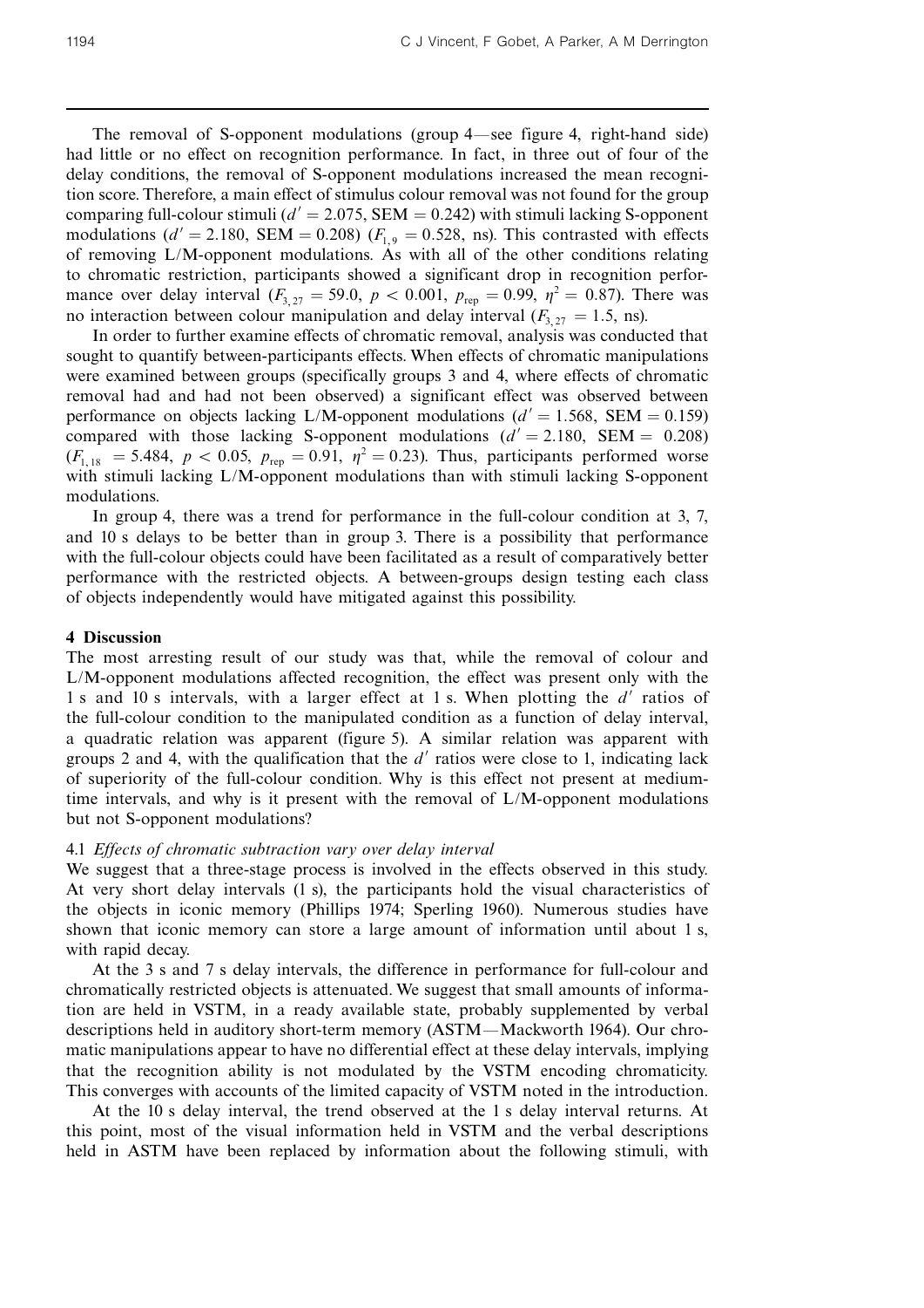The removal of S-opponent modulations (group 4—see figure 4, right-hand side) had little or no effect on recognition performance. In fact, in three out of four of the delay conditions, the removal of S-opponent modulations increased the mean recognition score. Therefore, a main effect of stimulus colour removal was not found for the group comparing full-colour stimuli ($d' = 2.075$, SEM $= 0.242$) with stimuli lacking S-opponent modulations ($d' = 2.180$, SEM $= 0.208$) ($F_{1,9} = 0.528$, ns). This contrasted with effects of removing L/M-opponent modulations. As with all of the other conditions relating to chromatic restriction, participants showed a significant drop in recognition performance over delay interval ($F_{3,27} = 59.0$, $p < 0.001$, $p_{\text{rep}} = 0.99$, $\eta^2 = 0.87$). There was no interaction between colour manipulation and delay interval ($F_{3,27} = 1.5$, ns).

In order to further examine effects of chromatic removal, analysis was conducted that sought to quantify between-participants effects. When effects of chromatic manipulations were examined between groups (specifically groups 3 and 4, where effects of chromatic removal had and had not been observed) a significant effect was observed between performance on objects lacking L/M-opponent modulations ($d' = 1.568$, SEM $= 0.159$) compared with those lacking S-opponent modulations ($d' = 2.180$, SEM $= 0.208$) ($F_{1,18} = 5.484$, $p < 0.05$, $p_{\text{rep}} = 0.91$, $\eta^2 = 0.23$). Thus, participants performed worse with stimuli lacking L/M-opponent modulations than with stimuli lacking S-opponent modulations.

In group 4, there was a trend for performance in the full-colour condition at 3, 7, and 10 s delays to be better than in group 3. There is a possibility that performance with the full-colour objects could have been facilitated as a result of comparatively better performance with the restricted objects. A between-groups design testing each class of objects independently would have mitigated against this possibility.

## 4 Discussion

The most arresting result of our study was that, while the removal of colour and L/M-opponent modulations affected recognition, the effect was present only with the 1 s and 10 s intervals, with a larger effect at 1 s. When plotting the $d'$ ratios of the full-colour condition to the manipulated condition as a function of delay interval, a quadratic relation was apparent (figure 5). A similar relation was apparent with groups 2 and 4, with the qualification that the $d'$ ratios were close to 1, indicating lack of superiority of the full-colour condition. Why is this effect not present at medium-time intervals, and why is it present with the removal of L/M-opponent modulations but not S-opponent modulations?

### 4.1 *Effects of chromatic subtraction vary over delay interval*

We suggest that a three-stage process is involved in the effects observed in this study. At very short delay intervals (1 s), the participants hold the visual characteristics of the objects in iconic memory (Phillips 1974; Sperling 1960). Numerous studies have shown that iconic memory can store a large amount of information until about 1 s, with rapid decay.

At the 3 s and 7 s delay intervals, the difference in performance for full-colour and chromatically restricted objects is attenuated. We suggest that small amounts of information are held in VSTM, in a ready available state, probably supplemented by verbal descriptions held in auditory short-term memory (ASTM—Mackworth 1964). Our chromatic manipulations appear to have no differential effect at these delay intervals, implying that the recognition ability is not modulated by the VSTM encoding chromaticity. This converges with accounts of the limited capacity of VSTM noted in the introduction.

At the 10 s delay interval, the trend observed at the 1 s delay interval returns. At this point, most of the visual information held in VSTM and the verbal descriptions held in ASTM have been replaced by information about the following stimuli, with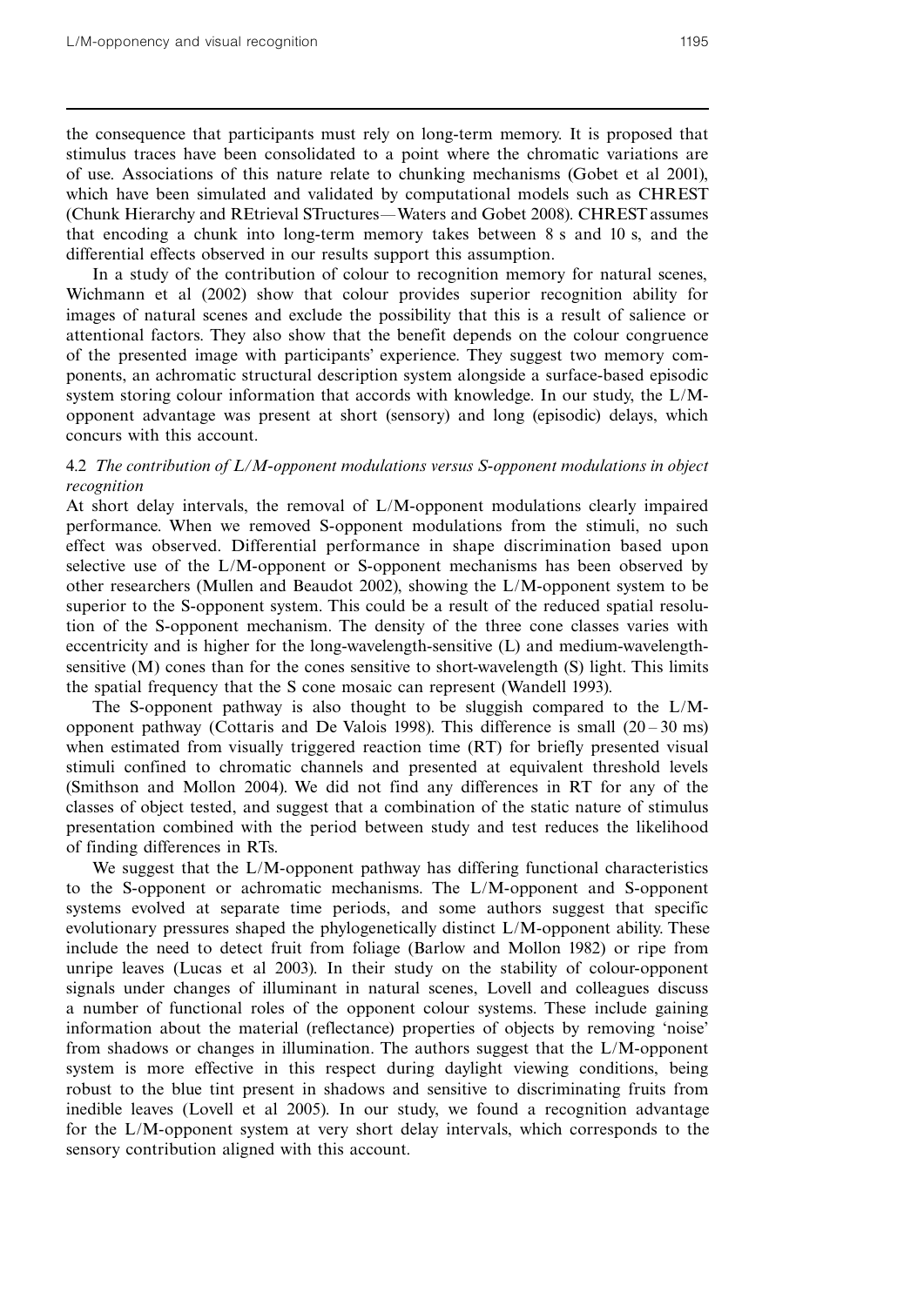the consequence that participants must rely on long-term memory. It is proposed that stimulus traces have been consolidated to a point where the chromatic variations are of use. Associations of this nature relate to chunking mechanisms (Gobet et al 2001), which have been simulated and validated by computational models such as CHREST (Chunk Hierarchy and REtrieval STructures—Waters and Gobet 2008). CHREST assumes that encoding a chunk into long-term memory takes between 8 s and 10 s, and the differential effects observed in our results support this assumption.

In a study of the contribution of colour to recognition memory for natural scenes, Wichmann et al (2002) show that colour provides superior recognition ability for images of natural scenes and exclude the possibility that this is a result of salience or attentional factors. They also show that the benefit depends on the colour congruence of the presented image with participants' experience. They suggest two memory components, an achromatic structural description system alongside a surface-based episodic system storing colour information that accords with knowledge. In our study, the L/M-opponent advantage was present at short (sensory) and long (episodic) delays, which concurs with this account.

### 4.2 *The contribution of L/M-opponent modulations versus S-opponent modulations in object recognition*

At short delay intervals, the removal of L/M-opponent modulations clearly impaired performance. When we removed S-opponent modulations from the stimuli, no such effect was observed. Differential performance in shape discrimination based upon selective use of the L/M-opponent or S-opponent mechanisms has been observed by other researchers (Mullen and Beaudot 2002), showing the L/M-opponent system to be superior to the S-opponent system. This could be a result of the reduced spatial resolution of the S-opponent mechanism. The density of the three cone classes varies with eccentricity and is higher for the long-wavelength-sensitive (L) and medium-wavelength-sensitive (M) cones than for the cones sensitive to short-wavelength (S) light. This limits the spatial frequency that the S cone mosaic can represent (Wandell 1993).

The S-opponent pathway is also thought to be sluggish compared to the L/M-opponent pathway (Cottaris and De Valois 1998). This difference is small (20 – 30 ms) when estimated from visually triggered reaction time (RT) for briefly presented visual stimuli confined to chromatic channels and presented at equivalent threshold levels (Smithson and Mollon 2004). We did not find any differences in RT for any of the classes of object tested, and suggest that a combination of the static nature of stimulus presentation combined with the period between study and test reduces the likelihood of finding differences in RTs.

We suggest that the L/M-opponent pathway has differing functional characteristics to the S-opponent or achromatic mechanisms. The L/M-opponent and S-opponent systems evolved at separate time periods, and some authors suggest that specific evolutionary pressures shaped the phylogenetically distinct L/M-opponent ability. These include the need to detect fruit from foliage (Barlow and Mollon 1982) or ripe from unripe leaves (Lucas et al 2003). In their study on the stability of colour-opponent signals under changes of illuminant in natural scenes, Lovell and colleagues discuss a number of functional roles of the opponent colour systems. These include gaining information about the material (reflectance) properties of objects by removing 'noise' from shadows or changes in illumination. The authors suggest that the L/M-opponent system is more effective in this respect during daylight viewing conditions, being robust to the blue tint present in shadows and sensitive to discriminating fruits from inedible leaves (Lovell et al 2005). In our study, we found a recognition advantage for the L/M-opponent system at very short delay intervals, which corresponds to the sensory contribution aligned with this account.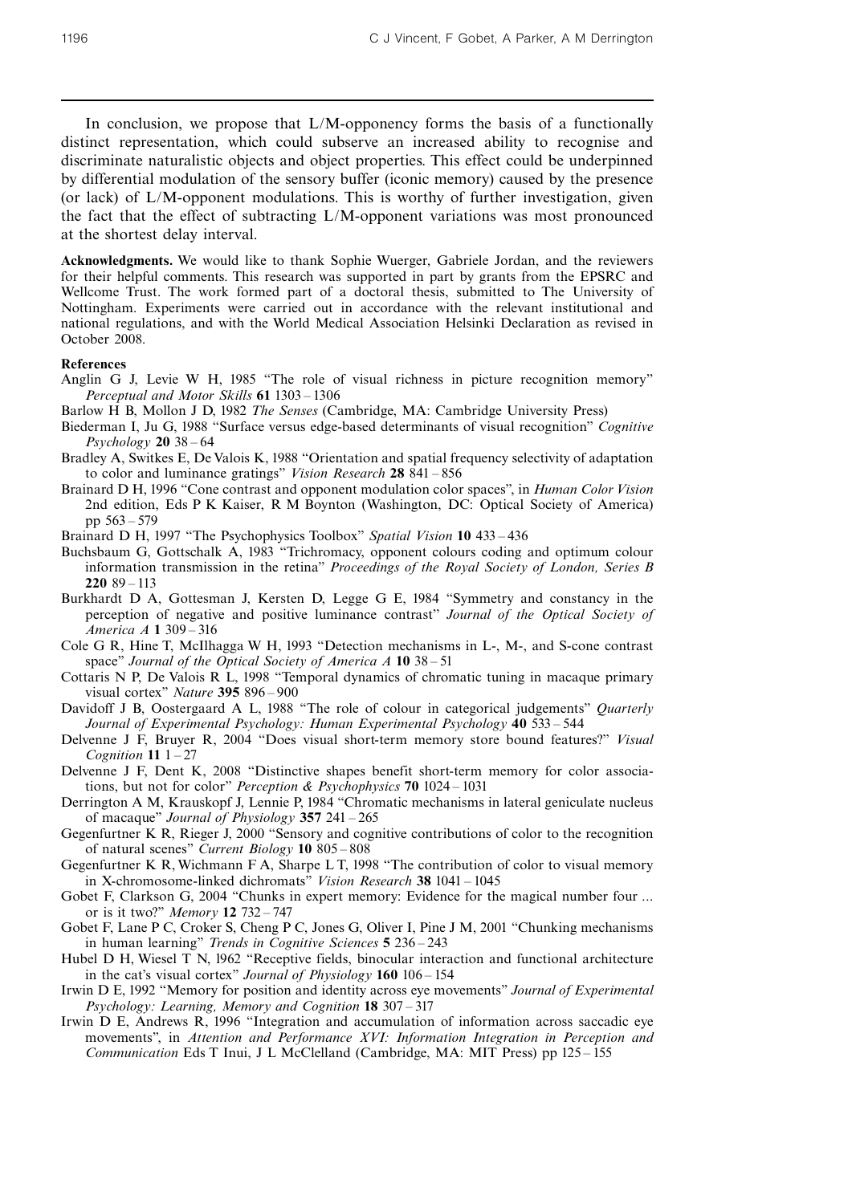In conclusion, we propose that L/M-opponency forms the basis of a functionally distinct representation, which could subserve an increased ability to recognise and discriminate naturalistic objects and object properties. This effect could be underpinned by differential modulation of the sensory buffer (iconic memory) caused by the presence (or lack) of L/M-opponent modulations. This is worthy of further investigation, given the fact that the effect of subtracting L/M-opponent variations was most pronounced at the shortest delay interval.

**Acknowledgments.** We would like to thank Sophie Wuerger, Gabriele Jordan, and the reviewers for their helpful comments. This research was supported in part by grants from the EPSRC and Wellcome Trust. The work formed part of a doctoral thesis, submitted to The University of Nottingham. Experiments were carried out in accordance with the relevant institutional and national regulations, and with the World Medical Association Helsinki Declaration as revised in October 2008.

**References**

Anglin G J, Levie W H, 1985 "The role of visual richness in picture recognition memory" *Perceptual and Motor Skills* **61** 1303 – 1306

Barlow H B, Mollon J D, 1982 *The Senses* (Cambridge, MA: Cambridge University Press)

Biederman I, Ju G, 1988 "Surface versus edge-based determinants of visual recognition" *Cognitive Psychology* **20** 38 – 64

Bradley A, Switkes E, De Valois K, 1988 "Orientation and spatial frequency selectivity of adaptation to color and luminance gratings" *Vision Research* **28** 841 – 856

Brainard D H, 1996 "Cone contrast and opponent modulation color spaces", in *Human Color Vision* 2nd edition, Eds P K Kaiser, R M Boynton (Washington, DC: Optical Society of America) pp 563 – 579

Brainard D H, 1997 "The Psychophysics Toolbox" *Spatial Vision* **10** 433 – 436

Buchsbaum G, Gottschalk A, 1983 "Trichromacy, opponent colours coding and optimum colour information transmission in the retina" *Proceedings of the Royal Society of London, Series B* **220** 89 – 113

Burkhardt D A, Gottesman J, Kersten D, Legge G E, 1984 "Symmetry and constancy in the perception of negative and positive luminance contrast" *Journal of the Optical Society of America A* **1** 309 – 316

Cole G R, Hine T, McIlhagga W H, 1993 "Detection mechanisms in L-, M-, and S-cone contrast space" *Journal of the Optical Society of America A* **10** 38 – 51

Cottaris N P, De Valois R L, 1998 "Temporal dynamics of chromatic tuning in macaque primary visual cortex" *Nature* **395** 896 – 900

Davidoff J B, Oostergaard A L, 1988 "The role of colour in categorical judgements" *Quarterly Journal of Experimental Psychology: Human Experimental Psychology* **40** 533 – 544

Delvenne J F, Bruyer R, 2004 "Does visual short-term memory store bound features?" *Visual Cognition* **11** 1 – 27

Delvenne J F, Dent K, 2008 "Distinctive shapes benefit short-term memory for color associations, but not for color" *Perception & Psychophysics* **70** 1024 – 1031

Derrington A M, Krauskopf J, Lennie P, 1984 "Chromatic mechanisms in lateral geniculate nucleus of macaque" *Journal of Physiology* **357** 241 – 265

Gegenfurtner K R, Rieger J, 2000 "Sensory and cognitive contributions of color to the recognition of natural scenes" *Current Biology* **10** 805 – 808

Gegenfurtner K R, Wichmann F A, Sharpe L T, 1998 "The contribution of color to visual memory in X-chromosome-linked dichromats" *Vision Research* **38** 1041 – 1045

Gobet F, Clarkson G, 2004 "Chunks in expert memory: Evidence for the magical number four ... or is it two?" *Memory* **12** 732 – 747

Gobet F, Lane P C, Croker S, Cheng P C, Jones G, Oliver I, Pine J M, 2001 "Chunking mechanisms in human learning" *Trends in Cognitive Sciences* **5** 236 – 243

Hubel D H, Wiesel T N, 1962 "Receptive fields, binocular interaction and functional architecture in the cat's visual cortex" *Journal of Physiology* **160** 106 – 154

Irwin D E, 1992 "Memory for position and identity across eye movements" *Journal of Experimental Psychology: Learning, Memory and Cognition* **18** 307 – 317

Irwin D E, Andrews R, 1996 "Integration and accumulation of information across saccadic eye movements", in *Attention and Performance XVI: Information Integration in Perception and Communication* Eds T Inui, J L McClelland (Cambridge, MA: MIT Press) pp 125 – 155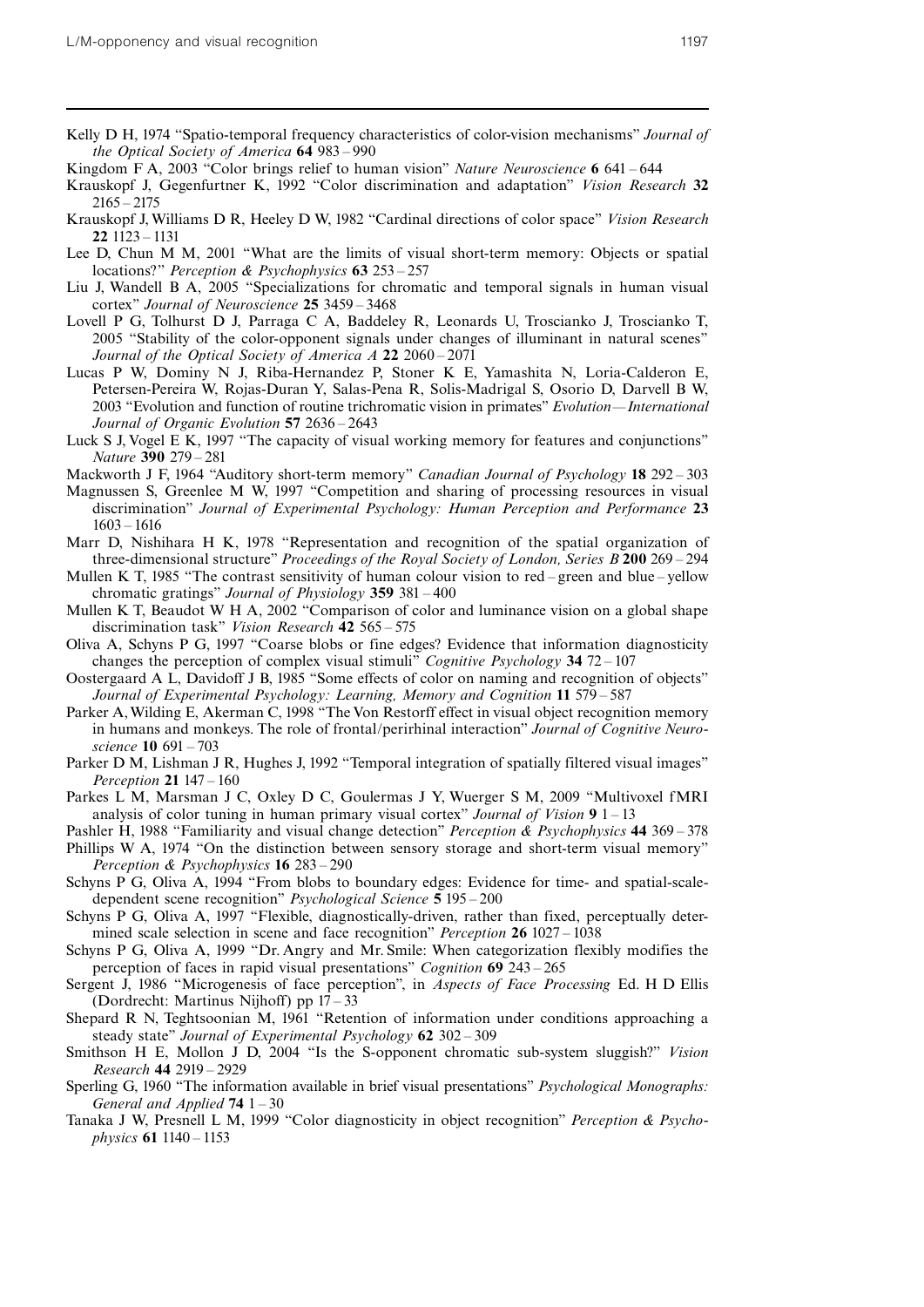Kelly D H, 1974 "Spatio-temporal frequency characteristics of color-vision mechanisms" *Journal of the Optical Society of America* **64** 983 – 990

Kingdom F A, 2003 "Color brings relief to human vision" *Nature Neuroscience* **6** 641 – 644

Krauskopf J, Gegenfurtner K, 1992 "Color discrimination and adaptation" *Vision Research* **32** 2165 – 2175

Krauskopf J, Williams D R, Heeley D W, 1982 "Cardinal directions of color space" *Vision Research* **22** 1123 – 1131

Lee D, Chun M M, 2001 "What are the limits of visual short-term memory: Objects or spatial locations?" *Perception & Psychophysics* **63** 253 – 257

Liu J, Wandell B A, 2005 "Specializations for chromatic and temporal signals in human visual cortex" *Journal of Neuroscience* **25** 3459 – 3468

Lovell P G, Tolhurst D J, Parraga C A, Baddeley R, Leonards U, Troscianko J, Troscianko T, 2005 "Stability of the color-opponent signals under changes of illuminant in natural scenes" *Journal of the Optical Society of America A* **22** 2060 – 2071

Lucas P W, Dominy N J, Riba-Hernandez P, Stoner K E, Yamashita N, Loria-Calderon E, Petersen-Pereira W, Rojas-Duran Y, Salas-Pena R, Solis-Madrigal S, Osorio D, Darvell B W, 2003 "Evolution and function of routine trichromatic vision in primates" *Evolution—International Journal of Organic Evolution* **57** 2636 – 2643

Luck S J, Vogel E K, 1997 "The capacity of visual working memory for features and conjunctions" *Nature* **390** 279 – 281

Mackworth J F, 1964 "Auditory short-term memory" *Canadian Journal of Psychology* **18** 292 – 303

Magnussen S, Greenlee M W, 1997 "Competition and sharing of processing resources in visual discrimination" *Journal of Experimental Psychology: Human Perception and Performance* **23** 1603 – 1616

Marr D, Nishihara H K, 1978 "Representation and recognition of the spatial organization of three-dimensional structure" *Proceedings of the Royal Society of London, Series B* **200** 269 – 294

Mullen K T, 1985 "The contrast sensitivity of human colour vision to red – green and blue – yellow chromatic gratings" *Journal of Physiology* **359** 381 – 400

Mullen K T, Beaudot W H A, 2002 "Comparison of color and luminance vision on a global shape discrimination task" *Vision Research* **42** 565 – 575

Oliva A, Schyns P G, 1997 "Coarse blobs or fine edges? Evidence that information diagnosticity changes the perception of complex visual stimuli" *Cognitive Psychology* **34** 72 – 107

Oostergaard A L, Davidoff J B, 1985 "Some effects of color on naming and recognition of objects" *Journal of Experimental Psychology: Learning, Memory and Cognition* **11** 579 – 587

Parker A, Wilding E, Akerman C, 1998 "The Von Restorff effect in visual object recognition memory in humans and monkeys. The role of frontal/perirhinal interaction" *Journal of Cognitive Neuroscience* **10** 691 – 703

Parker D M, Lishman J R, Hughes J, 1992 "Temporal integration of spatially filtered visual images" *Perception* **21** 147 – 160

Parkes L M, Marsman J C, Oxley D C, Goulermas J Y, Wuerger S M, 2009 "Multivoxel fMRI analysis of color tuning in human primary visual cortex" *Journal of Vision* **9** 1 – 13

Pashler H, 1988 "Familiarity and visual change detection" *Perception & Psychophysics* **44** 369 – 378

Phillips W A, 1974 "On the distinction between sensory storage and short-term visual memory" *Perception & Psychophysics* **16** 283 – 290

Schyns P G, Oliva A, 1994 "From blobs to boundary edges: Evidence for time- and spatial-scale-dependent scene recognition" *Psychological Science* **5** 195 – 200

Schyns P G, Oliva A, 1997 "Flexible, diagnostically-driven, rather than fixed, perceptually determined scale selection in scene and face recognition" *Perception* **26** 1027 – 1038

Schyns P G, Oliva A, 1999 "Dr. Angry and Mr. Smile: When categorization flexibly modifies the perception of faces in rapid visual presentations" *Cognition* **69** 243 – 265

Sergent J, 1986 "Microgenesis of face perception", in *Aspects of Face Processing* Ed. H D Ellis (Dordrecht: Martinus Nijhoff) pp 17 – 33

Shepard R N, Teghtsoonian M, 1961 "Retention of information under conditions approaching a steady state" *Journal of Experimental Psychology* **62** 302 – 309

Smithson H E, Mollon J D, 2004 "Is the S-opponent chromatic sub-system sluggish?" *Vision Research* **44** 2919 – 2929

Sperling G, 1960 "The information available in brief visual presentations" *Psychological Monographs: General and Applied* **74** 1 – 30

Tanaka J W, Presnell L M, 1999 "Color diagnosticity in object recognition" *Perception & Psychophysics* **61** 1140 – 1153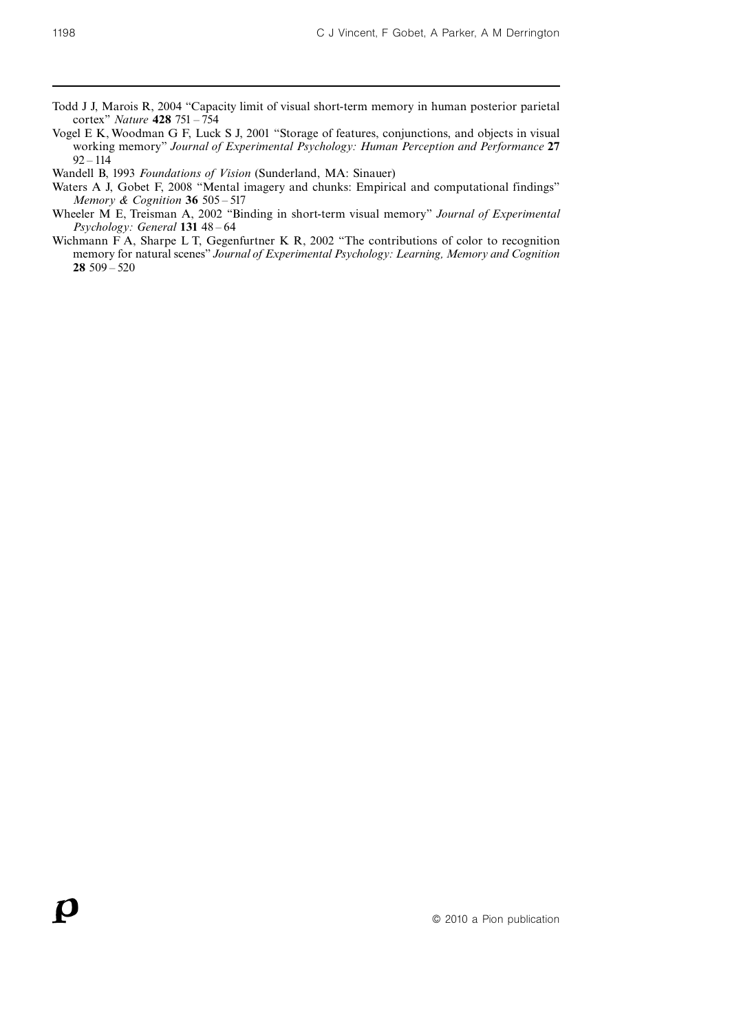Todd J J, Marois R, 2004 "Capacity limit of visual short-term memory in human posterior parietal cortex" *Nature* **428** 751 – 754

Vogel E K, Woodman G F, Luck S J, 2001 "Storage of features, conjunctions, and objects in visual working memory" *Journal of Experimental Psychology: Human Perception and Performance* **27** 92 – 114

Wandell B, 1993 *Foundations of Vision* (Sunderland, MA: Sinauer)

Waters A J, Gobet F, 2008 "Mental imagery and chunks: Empirical and computational findings" *Memory & Cognition* **36** 505 – 517

Wheeler M E, Treisman A, 2002 "Binding in short-term visual memory" *Journal of Experimental Psychology: General* **131** 48 – 64

Wichmann F A, Sharpe L T, Gegenfurtner K R, 2002 "The contributions of color to recognition memory for natural scenes" *Journal of Experimental Psychology: Learning, Memory and Cognition* **28** 509 – 520

© 2010 a Pion publication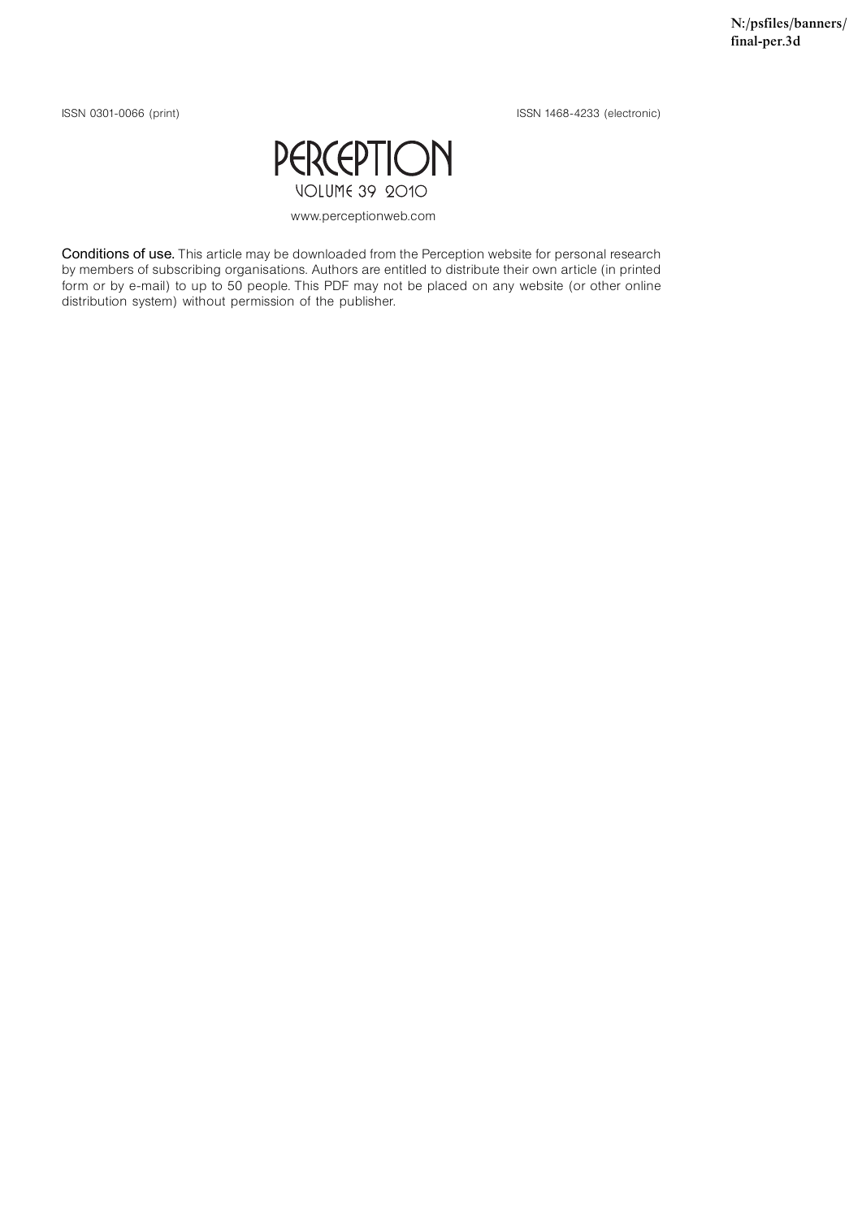N:/psfiles/banners/final-per.3d

ISSN 0301-0066 (print)

ISSN 1468-4233 (electronic)

# PERCEPTION

VOLUME 39 2010

www.perceptionweb.com

**Conditions of use.** This article may be downloaded from the Perception website for personal research by members of subscribing organisations. Authors are entitled to distribute their own article (in printed form or by e-mail) to up to 50 people. This PDF may not be placed on any website (or other online distribution system) without permission of the publisher.